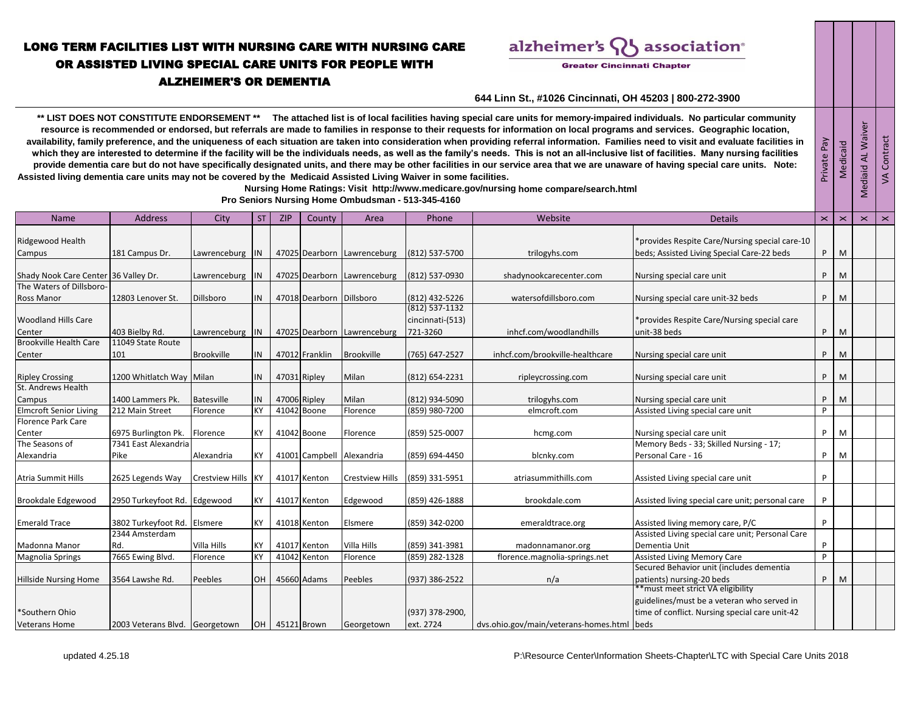# LONG TERM FACILITIES LIST WITH NURSING CARE WITH NURSING CARE OR ASSISTED LIVING SPECIAL CARE UNITS FOR PEOPLE WITH ALZHEIMER'S OR DEMENTIA

**alzheimer's association®**
**Greater Cincinnati Chapter**

**644 Linn St., #1026 Cincinnati, OH 45203 | 800-272-3900**

**\*\* LIST DOES NOT CONSTITUTE ENDORSEMENT \*\* The attached list is of local facilities having special care units for memory-impaired individuals. No particular community resource is recommended or endorsed, but referrals are made to families in response to their requests for information on local programs and services. Geographic location, availability, family preference, and the uniqueness of each situation are taken into consideration when providing referral information. Families need to visit and evaluate facilities in which they are interested to determine if the facility will be the individuals needs, as well as the family's needs. This is not an all-inclusive list of facilities. Many nursing facilities provide dementia care but do not have specifically designated units, and there may be other facilities in our service area that we are unaware of having special care units. Note: Assisted living dementia care units may not be covered by the Medicaid Assisted Living Waiver in some facilities.**

**Nursing Home Ratings: Visit http://www.medicare.gov/nursing home compare/search.html**

**Pro Seniors Nursing Home Ombudsman - 513-345-4160**

| Name | Address | City | ST | ZIP | County | Area | Phone | Website | Details | Private Pay | Medicaid | Mediaid AL Waiver | VA Contract |
|---|---|---|---|---|---|---|---|---|---|---|---|---|---|
| | | | | | | | | | | x | x | x | x |
| Ridgewood Health Campus | 181 Campus Dr. | Lawrenceburg | IN | 47025 | Dearborn | Lawrenceburg | (812) 537-5700 | trilogyhs.com | *provides Respite Care/Nursing special care-10 beds; Assisted Living Special Care-22 beds | P | M | | |
| Shady Nook Care Center | 36 Valley Dr. | Lawrenceburg | IN | 47025 | Dearborn | Lawrenceburg | (812) 537-0930 | shadynookcarecenter.com | Nursing special care unit | P | M | | |
| The Waters of Dillsboro-Ross Manor | 12803 Lenover St. | Dillsboro | IN | 47018 | Dearborn | Dillsboro | (812) 432-5226 | watersofdillsboro.com | Nursing special care unit-32 beds | P | M | | |
| Woodland Hills Care Center | 403 Bielby Rd. | Lawrenceburg | IN | 47025 | Dearborn | Lawrenceburg | (812) 537-1132 cincinnati-(513) 721-3260 | inhcf.com/woodlandhills | *provides Respite Care/Nursing special care unit-38 beds | P | M | | |
| Brookville Health Care Center | 11049 State Route 101 | Brookville | IN | 47012 | Franklin | Brookville | (765) 647-2527 | inhcf.com/brookville-healthcare | Nursing special care unit | P | M | | |
| Ripley Crossing | 1200 Whitlatch Way | Milan | IN | 47031 | Ripley | Milan | (812) 654-2231 | ripleycrossing.com | Nursing special care unit | P | M | | |
| St. Andrews Health Campus | 1400 Lammers Pk. | Batesville | IN | 47006 | Ripley | Milan | (812) 934-5090 | trilogyhs.com | Nursing special care unit | P | M | | |
| Elmcroft Senior Living | 212 Main Street | Florence | KY | 41042 | Boone | Florence | (859) 980-7200 | elmcroft.com | Assisted Living special care unit | P | | | |
| Florence Park Care Center | 6975 Burlington Pk. | Florence | KY | 41042 | Boone | Florence | (859) 525-0007 | hcmg.com | Nursing special care unit | P | M | | |
| The Seasons of Alexandria | 7341 East Alexandria Pike | Alexandria | KY | 41001 | Campbell | Alexandria | (859) 694-4450 | blcnky.com | Memory Beds - 33; Skilled Nursing - 17; Personal Care - 16 | P | M | | |
| Atria Summit Hills | 2625 Legends Way | Crestview Hills | KY | 41017 | Kenton | Crestview Hills | (859) 331-5951 | atriasummithills.com | Assisted Living special care unit | P | | | |
| Brookdale Edgewood | 2950 Turkeyfoot Rd. | Edgewood | KY | 41017 | Kenton | Edgewood | (859) 426-1888 | brookdale.com | Assisted living special care unit; personal care | P | | | |
| Emerald Trace | 3802 Turkeyfoot Rd. | Elsmere | KY | 41018 | Kenton | Elsmere | (859) 342-0200 | emeraldtrace.org | Assisted living memory care, P/C | P | | | |
| Madonna Manor | 2344 Amsterdam Rd. | Villa Hills | KY | 41017 | Kenton | Villa Hills | (859) 341-3981 | madonnamanor.org | Assisted Living special care unit; Personal Care Dementia Unit | P | | | |
| Magnolia Springs | 7665 Ewing Blvd. | Florence | KY | 41042 | Kenton | Florence | (859) 282-1328 | florence.magnolia-springs.net | Assisted Living Memory Care | P | | | |
| Hillside Nursing Home | 3564 Lawshe Rd. | Peebles | OH | 45660 | Adams | Peebles | (937) 386-2522 | n/a | Secured Behavior unit (includes dementia patients) nursing-20 beds | P | M | | |
| *Southern Ohio Veterans Home | 2003 Veterans Blvd. | Georgetown | OH | 45121 | Brown | Georgetown | (937) 378-2900, ext. 2724 | dvs.ohio.gov/main/veterans-homes.html | **must meet strict VA eligibility guidelines/must be a veteran who served in time of conflict. Nursing special care unit-42 beds | | | | |

updated 4.25.18

P:\Resource Center\Information Sheets-Chapter\LTC with Special Care Units 2018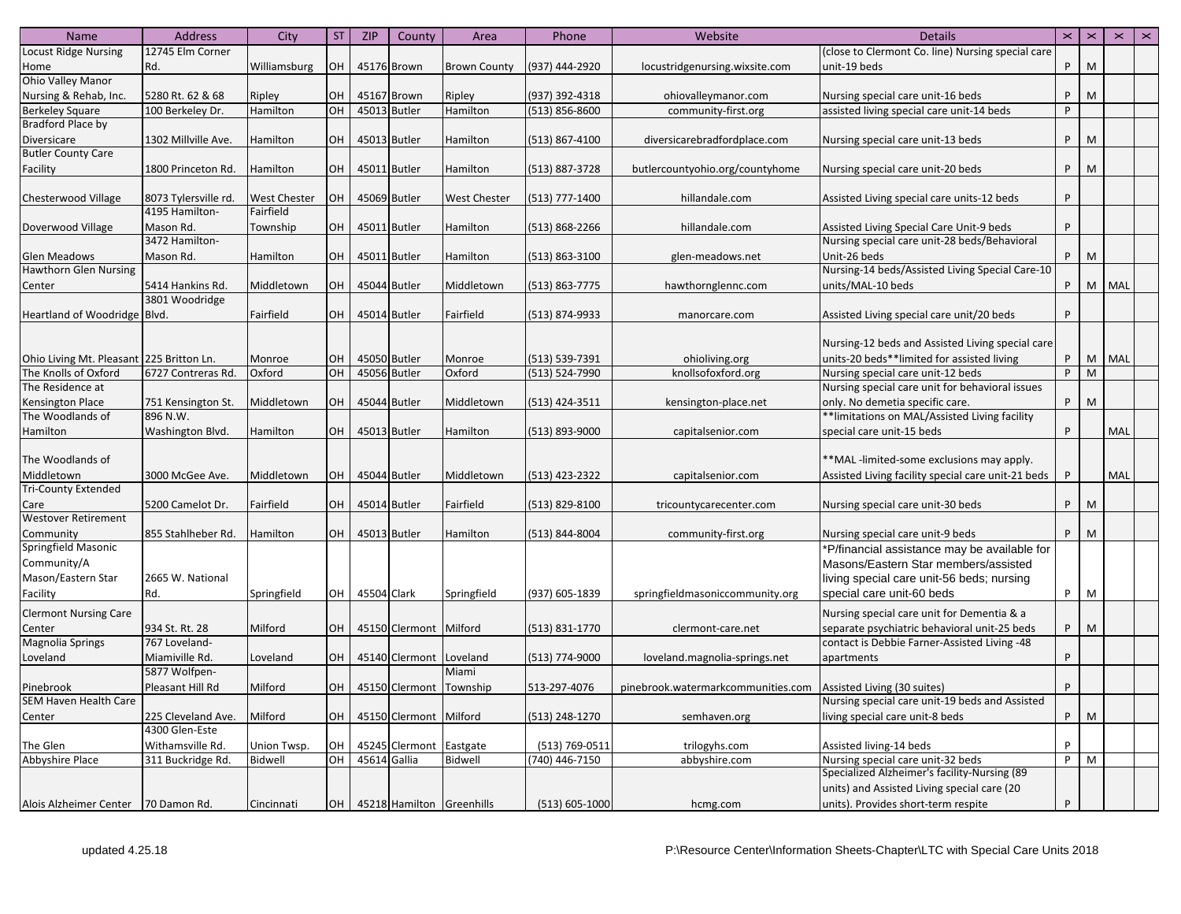| Name | Address | City | ST | ZIP | County | Area | Phone | Website | Details | ✂ | ✂ | ✂ | ✂ |
|---|---|---|---|---|---|---|---|---|---|---|---|---|---|
| Locust Ridge Nursing Home | 12745 Elm Corner Rd. | Williamsburg | OH | 45176 | Brown | Brown County | (937) 444-2920 | locustridgenursing.wixsite.com | (close to Clermont Co. line) Nursing special care unit-19 beds | P | M | | |
| Ohio Valley Manor Nursing & Rehab, Inc. | 5280 Rt. 62 & 68 | Ripley | OH | 45167 | Brown | Ripley | (937) 392-4318 | ohiovalleymanor.com | Nursing special care unit-16 beds | P | M | | |
| Berkeley Square | 100 Berkeley Dr. | Hamilton | OH | 45013 | Butler | Hamilton | (513) 856-8600 | community-first.org | assisted living special care unit-14 beds | P | | | |
| Bradford Place by Diversicare | 1302 Millville Ave. | Hamilton | OH | 45013 | Butler | Hamilton | (513) 867-4100 | diversicarebradfordplace.com | Nursing special care unit-13 beds | P | M | | |
| Butler County Care Facility | 1800 Princeton Rd. | Hamilton | OH | 45011 | Butler | Hamilton | (513) 887-3728 | butlercountyohio.org/countyhome | Nursing special care unit-20 beds | P | M | | |
| Chesterwood Village | 8073 Tylersville rd. | West Chester | OH | 45069 | Butler | West Chester | (513) 777-1400 | hillandale.com | Assisted Living special care units-12 beds | P | | | |
| Doverwood Village | 4195 Hamilton-Mason Rd. | Fairfield Township | OH | 45011 | Butler | Hamilton | (513) 868-2266 | hillandale.com | Assisted Living Special Care Unit-9 beds | P | | | |
| Glen Meadows | 3472 Hamilton-Mason Rd. | Hamilton | OH | 45011 | Butler | Hamilton | (513) 863-3100 | glen-meadows.net | Nursing special care unit-28 beds/Behavioral Unit-26 beds | P | M | | |
| Hawthorn Glen Nursing Center | 5414 Hankins Rd. | Middletown | OH | 45044 | Butler | Middletown | (513) 863-7775 | hawthornglennc.com | Nursing-14 beds/Assisted Living Special Care-10 units/MAL-10 beds | P | M | MAL | |
| Heartland of Woodridge | 3801 Woodridge Blvd. | Fairfield | OH | 45014 | Butler | Fairfield | (513) 874-9933 | manorcare.com | Assisted Living special care unit/20 beds | P | | | |
| Ohio Living Mt. Pleasant | 225 Britton Ln. | Monroe | OH | 45050 | Butler | Monroe | (513) 539-7391 | ohioliving.org | Nursing-12 beds and Assisted Living special care units-20 beds**limited for assisted living | P | M | MAL | |
| The Knolls of Oxford | 6727 Contreras Rd. | Oxford | OH | 45056 | Butler | Oxford | (513) 524-7990 | knollsofoxford.org | Nursing special care unit-12 beds | P | M | | |
| The Residence at Kensington Place | 751 Kensington St. | Middletown | OH | 45044 | Butler | Middletown | (513) 424-3511 | kensington-place.net | Nursing special care unit for behavioral issues only. No demetia specific care. | P | M | | |
| The Woodlands of Hamilton | 896 N.W. Washington Blvd. | Hamilton | OH | 45013 | Butler | Hamilton | (513) 893-9000 | capitalsenior.com | **limitations on MAL/Assisted Living facility special care unit-15 beds | P | | MAL | |
| The Woodlands of Middletown | 3000 McGee Ave. | Middletown | OH | 45044 | Butler | Middletown | (513) 423-2322 | capitalsenior.com | **MAL -limited-some exclusions may apply. Assisted Living facility special care unit-21 beds | P | | MAL | |
| Tri-County Extended Care | 5200 Camelot Dr. | Fairfield | OH | 45014 | Butler | Fairfield | (513) 829-8100 | tricountycarecenter.com | Nursing special care unit-30 beds | P | M | | |
| Westover Retirement Community | 855 Stahlheber Rd. | Hamilton | OH | 45013 | Butler | Hamilton | (513) 844-8004 | community-first.org | Nursing special care unit-9 beds | P | M | | |
| Springfield Masonic Community/A Mason/Eastern Star Facility | 2665 W. National Rd. | Springfield | OH | 45504 | Clark | Springfield | (937) 605-1839 | springfieldmasoniccommunity.org | *P/financial assistance may be available for Masons/Eastern Star members/assisted living special care unit-56 beds; nursing special care unit-60 beds | P | M | | |
| Clermont Nursing Care Center | 934 St. Rt. 28 | Milford | OH | 45150 | Clermont | Milford | (513) 831-1770 | clermont-care.net | Nursing special care unit for Dementia & a separate psychiatric behavioral unit-25 beds | P | M | | |
| Magnolia Springs Loveland | 767 Loveland-Miamiville Rd. | Loveland | OH | 45140 | Clermont | Loveland | (513) 774-9000 | loveland.magnolia-springs.net | contact is Debbie Farner-Assisted Living -48 apartments | P | | | |
| Pinebrook | 5877 Wolfpen-Pleasant Hill Rd | Milford | OH | 45150 | Clermont | Miami Township | 513-297-4076 | pinebrook.watermarkcommunities.com | Assisted Living (30 suites) | P | | | |
| SEM Haven Health Care Center | 225 Cleveland Ave. | Milford | OH | 45150 | Clermont | Milford | (513) 248-1270 | semhaven.org | Nursing special care unit-19 beds and Assisted living special care unit-8 beds | P | M | | |
| The Glen | 4300 Glen-Este Withamsville Rd. | Union Twsp. | OH | 45245 | Clermont | Eastgate | (513) 769-0511 | trilogyhs.com | Assisted living-14 beds | P | | | |
| Abbyshire Place | 311 Buckridge Rd. | Bidwell | OH | 45614 | Gallia | Bidwell | (740) 446-7150 | abbyshire.com | Nursing special care unit-32 beds | P | M | | |
| Alois Alzheimer Center | 70 Damon Rd. | Cincinnati | OH | 45218 | Hamilton | Greenhills | (513) 605-1000 | hcmg.com | Specialized Alzheimer's facility-Nursing (89 units) and Assisted Living special care (20 units). Provides short-term respite | P | | | |

updated 4.25.18

P:\Resource Center\Information Sheets-Chapter\LTC with Special Care Units 2018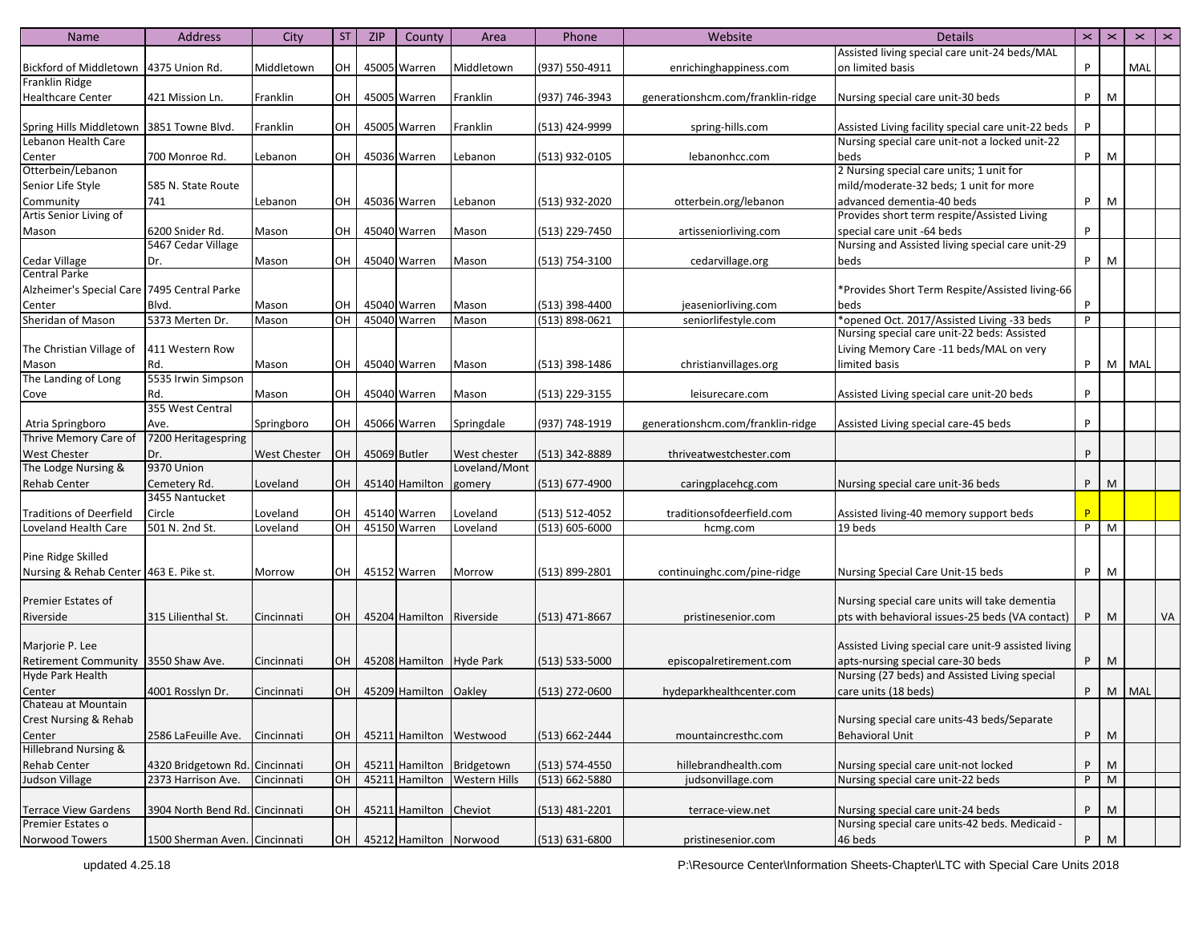| Name | Address | City | ST | ZIP | County | Area | Phone | Website | Details | ⋊ | ⋊ | ⋊ | ⋊ |
|---|---|---|---|---|---|---|---|---|---|---|---|---|---|
| Bickford of Middletown | 4375 Union Rd. | Middletown | OH | 45005 | Warren | Middletown | (937) 550-4911 | enrichinghappiness.com | Assisted living special care unit-24 beds/MAL on limited basis | P | | MAL | |
| Franklin Ridge Healthcare Center | 421 Mission Ln. | Franklin | OH | 45005 | Warren | Franklin | (937) 746-3943 | generationshcm.com/franklin-ridge | Nursing special care unit-30 beds | P | M | | |
| Spring Hills Middletown | 3851 Towne Blvd. | Franklin | OH | 45005 | Warren | Franklin | (513) 424-9999 | spring-hills.com | Assisted Living facility special care unit-22 beds | P | | | |
| Lebanon Health Care Center | 700 Monroe Rd. | Lebanon | OH | 45036 | Warren | Lebanon | (513) 932-0105 | lebanonhcc.com | Nursing special care unit-not a locked unit-22 beds | P | M | | |
| Otterbein/Lebanon Senior Life Style Community | 585 N. State Route 741 | Lebanon | OH | 45036 | Warren | Lebanon | (513) 932-2020 | otterbein.org/lebanon | 2 Nursing special care units; 1 unit for mild/moderate-32 beds; 1 unit for more advanced dementia-40 beds | P | M | | |
| Artis Senior Living of Mason | 6200 Snider Rd. | Mason | OH | 45040 | Warren | Mason | (513) 229-7450 | artisseniorliving.com | Provides short term respite/Assisted Living special care unit -64 beds | P | | | |
| Cedar Village | 5467 Cedar Village Dr. | Mason | OH | 45040 | Warren | Mason | (513) 754-3100 | cedarvillage.org | Nursing and Assisted living special care unit-29 beds | P | M | | |
| Central Parke Alzheimer's Special Care Center | 7495 Central Parke Blvd. | Mason | OH | 45040 | Warren | Mason | (513) 398-4400 | jeaseniorliving.com | *Provides Short Term Respite/Assisted living-66 beds | P | | | |
| Sheridan of Mason | 5373 Merten Dr. | Mason | OH | 45040 | Warren | Mason | (513) 898-0621 | seniorlifestyle.com | *opened Oct. 2017/Assisted Living -33 beds | P | | | |
| The Christian Village of Mason | 411 Western Row Rd. | Mason | OH | 45040 | Warren | Mason | (513) 398-1486 | christianvillages.org | Nursing special care unit-22 beds: Assisted Living Memory Care -11 beds/MAL on very limited basis | P | M | MAL | |
| The Landing of Long Cove | 5535 Irwin Simpson Rd. | Mason | OH | 45040 | Warren | Mason | (513) 229-3155 | leisurecare.com | Assisted Living special care unit-20 beds | P | | | |
| Atria Springboro | 355 West Central Ave. | Springboro | OH | 45066 | Warren | Springdale | (937) 748-1919 | generationshcm.com/franklin-ridge | Assisted Living special care-45 beds | P | | | |
| Thrive Memory Care of West Chester | 7200 Heritagespring Dr. | West Chester | OH | 45069 | Butler | West chester | (513) 342-8889 | thriveatwestchester.com | | P | | | |
| The Lodge Nursing & Rehab Center | 9370 Union Cemetery Rd. | Loveland | OH | 45140 | Hamilton | Loveland/Montgomery | (513) 677-4900 | caringplacehcg.com | Nursing special care unit-36 beds | P | M | | |
| Traditions of Deerfield | 3455 Nantucket Circle | Loveland | OH | 45140 | Warren | Loveland | (513) 512-4052 | traditionsofdeerfield.com | Assisted living-40 memory support beds | P | | | |
| Loveland Health Care | 501 N. 2nd St. | Loveland | OH | 45150 | Warren | Loveland | (513) 605-6000 | hcmg.com | 19 beds | P | M | | |
| Pine Ridge Skilled Nursing & Rehab Center | 463 E. Pike st. | Morrow | OH | 45152 | Warren | Morrow | (513) 899-2801 | continuinghc.com/pine-ridge | Nursing Special Care Unit-15 beds | P | M | | |
| Premier Estates of Riverside | 315 Lilienthal St. | Cincinnati | OH | 45204 | Hamilton | Riverside | (513) 471-8667 | pristinesenior.com | Nursing special care units will take dementia pts with behavioral issues-25 beds (VA contact) | P | M | | VA |
| Marjorie P. Lee Retirement Community | 3550 Shaw Ave. | Cincinnati | OH | 45208 | Hamilton | Hyde Park | (513) 533-5000 | episcopalretirement.com | Assisted Living special care unit-9 assisted living apts-nursing special care-30 beds | P | M | | |
| Hyde Park Health Center | 4001 Rosslyn Dr. | Cincinnati | OH | 45209 | Hamilton | Oakley | (513) 272-0600 | hydeparkhealthcenter.com | Nursing (27 beds) and Assisted Living special care units (18 beds) | P | M | MAL | |
| Chateau at Mountain Crest Nursing & Rehab Center | 2586 LaFeuille Ave. | Cincinnati | OH | 45211 | Hamilton | Westwood | (513) 662-2444 | mountaincresthc.com | Nursing special care units-43 beds/Separate Behavioral Unit | P | M | | |
| Hillebrand Nursing & Rehab Center | 4320 Bridgetown Rd. | Cincinnati | OH | 45211 | Hamilton | Bridgetown | (513) 574-4550 | hillebrandhealth.com | Nursing special care unit-not locked | P | M | | |
| Judson Village | 2373 Harrison Ave. | Cincinnati | OH | 45211 | Hamilton | Western Hills | (513) 662-5880 | judsonvillage.com | Nursing special care unit-22 beds | P | M | | |
| Terrace View Gardens | 3904 North Bend Rd. | Cincinnati | OH | 45211 | Hamilton | Cheviot | (513) 481-2201 | terrace-view.net | Nursing special care unit-24 beds | P | M | | |
| Premier Estates o Norwood Towers | 1500 Sherman Aven. | Cincinnati | OH | 45212 | Hamilton | Norwood | (513) 631-6800 | pristinesenior.com | Nursing special care units-42 beds. Medicaid - 46 beds | P | M | | |

updated 4.25.18

P:\Resource Center\Information Sheets-Chapter\LTC with Special Care Units 2018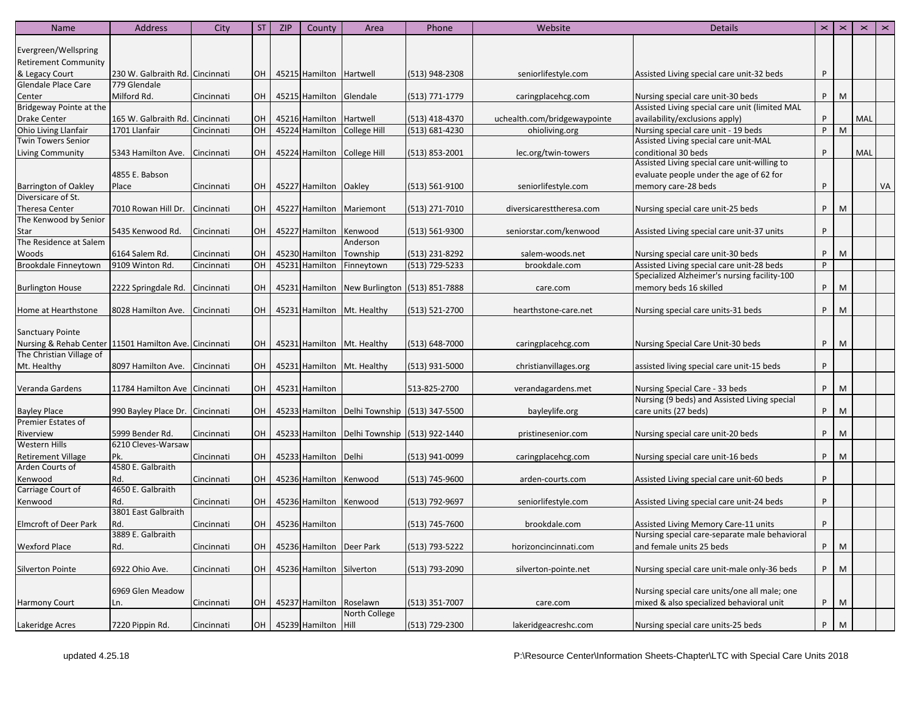| Name | Address | City | ST | ZIP | County | Area | Phone | Website | Details | ⤫ | ⤫ | ⤫ | ⤫ |
|---|---|---|---|---|---|---|---|---|---|---|---|---|---|
| Evergreen/Wellspring Retirement Community & Legacy Court | 230 W. Galbraith Rd. | Cincinnati | OH | 45215 | Hamilton | Hartwell | (513) 948-2308 | seniorlifestyle.com | Assisted Living special care unit-32 beds | P | | | |
| Glendale Place Care Center | 779 Glendale Milford Rd. | Cincinnati | OH | 45215 | Hamilton | Glendale | (513) 771-1779 | caringplacehcg.com | Nursing special care unit-30 beds | P | M | | |
| Bridgeway Pointe at the Drake Center | 165 W. Galbraith Rd. | Cincinnati | OH | 45216 | Hamilton | Hartwell | (513) 418-4370 | uchealth.com/bridgewaypointe | Assisted Living special care unit (limited MAL availability/exclusions apply) | P | | MAL | |
| Ohio Living Llanfair | 1701 Llanfair | Cincinnati | OH | 45224 | Hamilton | College Hill | (513) 681-4230 | ohioliving.org | Nursing special care unit - 19 beds | P | M | | |
| Twin Towers Senior Living Community | 5343 Hamilton Ave. | Cincinnati | OH | 45224 | Hamilton | College Hill | (513) 853-2001 | lec.org/twin-towers | Assisted Living special care unit-MAL conditional 30 beds | P | | MAL | |
| Barrington of Oakley | 4855 E. Babson Place | Cincinnati | OH | 45227 | Hamilton | Oakley | (513) 561-9100 | seniorlifestyle.com | Assisted Living special care unit-willing to evaluate people under the age of 62 for memory care-28 beds | P | | | VA |
| Diversicare of St. Theresa Center | 7010 Rowan Hill Dr. | Cincinnati | OH | 45227 | Hamilton | Mariemont | (513) 271-7010 | diversicaresttheresa.com | Nursing special care unit-25 beds | P | M | | |
| The Kenwood by Senior Star | 5435 Kenwood Rd. | Cincinnati | OH | 45227 | Hamilton | Kenwood | (513) 561-9300 | seniorstar.com/kenwood | Assisted Living special care unit-37 units | P | | | |
| The Residence at Salem Woods | 6164 Salem Rd. | Cincinnati | OH | 45230 | Hamilton | Anderson Township | (513) 231-8292 | salem-woods.net | Nursing special care unit-30 beds | P | M | | |
| Brookdale Finneytown | 9109 Winton Rd. | Cincinnati | OH | 45231 | Hamilton | Finneytown | (513) 729-5233 | brookdale.com | Assisted Living special care unit-28 beds | P | | | |
| Burlington House | 2222 Springdale Rd. | Cincinnati | OH | 45231 | Hamilton | New Burlington | (513) 851-7888 | care.com | Specialized Alzheimer's nursing facility-100 memory beds 16 skilled | P | M | | |
| Home at Hearthstone | 8028 Hamilton Ave. | Cincinnati | OH | 45231 | Hamilton | Mt. Healthy | (513) 521-2700 | hearthstone-care.net | Nursing special care units-31 beds | P | M | | |
| Sanctuary Pointe Nursing & Rehab Center | 11501 Hamilton Ave. | Cincinnati | OH | 45231 | Hamilton | Mt. Healthy | (513) 648-7000 | caringplacehcg.com | Nursing Special Care Unit-30 beds | P | M | | |
| The Christian Village of Mt. Healthy | 8097 Hamilton Ave. | Cincinnati | OH | 45231 | Hamilton | Mt. Healthy | (513) 931-5000 | christianvillages.org | assisted living special care unit-15 beds | P | | | |
| Veranda Gardens | 11784 Hamilton Ave | Cincinnati | OH | 45231 | Hamilton | | 513-825-2700 | verandagardens.met | Nursing Special Care - 33 beds | P | M | | |
| Bayley Place | 990 Bayley Place Dr. | Cincinnati | OH | 45233 | Hamilton | Delhi Township | (513) 347-5500 | bayleylife.org | Nursing (9 beds) and Assisted Living special care units (27 beds) | P | M | | |
| Premier Estates of Riverview | 5999 Bender Rd. | Cincinnati | OH | 45233 | Hamilton | Delhi Township | (513) 922-1440 | pristinesenior.com | Nursing special care unit-20 beds | P | M | | |
| Western Hills Retirement Village | 6210 Cleves-Warsaw Pk. | Cincinnati | OH | 45233 | Hamilton | Delhi | (513) 941-0099 | caringplacehcg.com | Nursing special care unit-16 beds | P | M | | |
| Arden Courts of Kenwood | 4580 E. Galbraith Rd. | Cincinnati | OH | 45236 | Hamilton | Kenwood | (513) 745-9600 | arden-courts.com | Assisted Living special care unit-60 beds | P | | | |
| Carriage Court of Kenwood | 4650 E. Galbraith Rd. | Cincinnati | OH | 45236 | Hamilton | Kenwood | (513) 792-9697 | seniorlifestyle.com | Assisted Living special care unit-24 beds | P | | | |
| Elmcroft of Deer Park | 3801 East Galbraith Rd. | Cincinnati | OH | 45236 | Hamilton | | (513) 745-7600 | brookdale.com | Assisted Living Memory Care-11 units | P | | | |
| Wexford Place | 3889 E. Galbraith Rd. | Cincinnati | OH | 45236 | Hamilton | Deer Park | (513) 793-5222 | horizoncincinnati.com | Nursing special care-separate male behavioral and female units 25 beds | P | M | | |
| Silverton Pointe | 6922 Ohio Ave. | Cincinnati | OH | 45236 | Hamilton | Silverton | (513) 793-2090 | silverton-pointe.net | Nursing special care unit-male only-36 beds | P | M | | |
| Harmony Court | 6969 Glen Meadow Ln. | Cincinnati | OH | 45237 | Hamilton | Roselawn | (513) 351-7007 | care.com | Nursing special care units/one all male; one mixed & also specialized behavioral unit | P | M | | |
| Lakeridge Acres | 7220 Pippin Rd. | Cincinnati | OH | 45239 | Hamilton | North College Hill | (513) 729-2300 | lakeridgeacreshc.com | Nursing special care units-25 beds | P | M | | |

updated 4.25.18

P:\Resource Center\Information Sheets-Chapter\LTC with Special Care Units 2018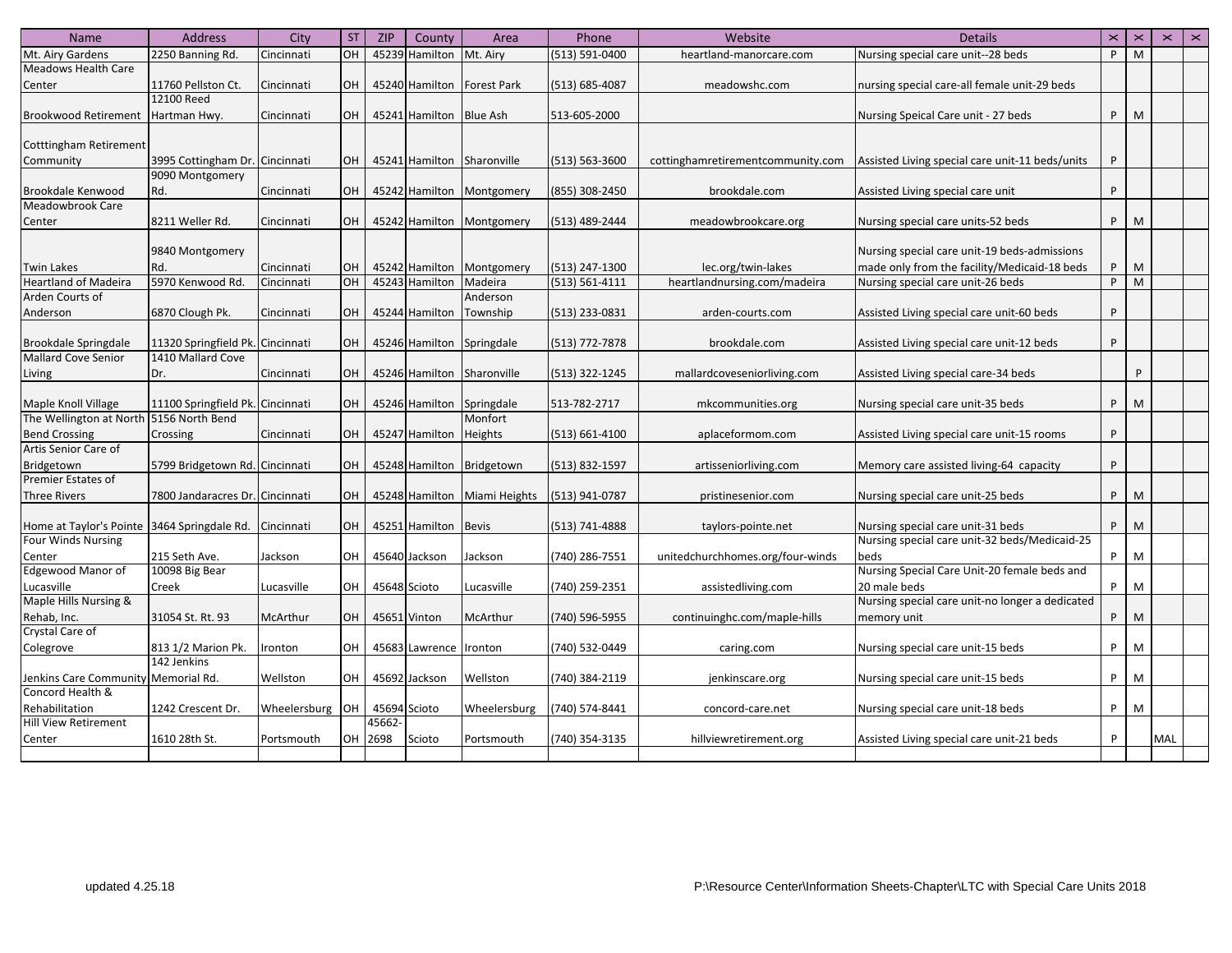| Name | Address | City | ST | ZIP | County | Area | Phone | Website | Details | ⋊ | ⋊ | ⋊ | ⋊ |
|---|---|---|---|---|---|---|---|---|---|---|---|---|---|
| Mt. Airy Gardens | 2250 Banning Rd. | Cincinnati | OH | 45239 | Hamilton | Mt. Airy | (513) 591-0400 | heartland-manorcare.com | Nursing special care unit--28 beds | P | M | | |
| Meadows Health Care Center | 11760 Pellston Ct. | Cincinnati | OH | 45240 | Hamilton | Forest Park | (513) 685-4087 | meadowshc.com | nursing special care-all female unit-29 beds | | | | |
| Brookwood Retirement | 12100 Reed Hartman Hwy. | Cincinnati | OH | 45241 | Hamilton | Blue Ash | 513-605-2000 | | Nursing Speical Care unit - 27 beds | P | M | | |
| Cotttingham Retirement Community | 3995 Cottingham Dr. | Cincinnati | OH | 45241 | Hamilton | Sharonville | (513) 563-3600 | cottinghamretirementcommunity.com | Assisted Living special care unit-11 beds/units | P | | | |
| Brookdale Kenwood | 9090 Montgomery Rd. | Cincinnati | OH | 45242 | Hamilton | Montgomery | (855) 308-2450 | brookdale.com | Assisted Living special care unit | P | | | |
| Meadowbrook Care Center | 8211 Weller Rd. | Cincinnati | OH | 45242 | Hamilton | Montgomery | (513) 489-2444 | meadowbrookcare.org | Nursing special care units-52 beds | P | M | | |
| Twin Lakes | 9840 Montgomery Rd. | Cincinnati | OH | 45242 | Hamilton | Montgomery | (513) 247-1300 | lec.org/twin-lakes | Nursing special care unit-19 beds-admissions made only from the facility/Medicaid-18 beds | P | M | | |
| Heartland of Madeira | 5970 Kenwood Rd. | Cincinnati | OH | 45243 | Hamilton | Madeira | (513) 561-4111 | heartlandnursing.com/madeira | Nursing special care unit-26 beds | P | M | | |
| Arden Courts of Anderson | 6870 Clough Pk. | Cincinnati | OH | 45244 | Hamilton | Anderson Township | (513) 233-0831 | arden-courts.com | Assisted Living special care unit-60 beds | P | | | |
| Brookdale Springdale | 11320 Springfield Pk. | Cincinnati | OH | 45246 | Hamilton | Springdale | (513) 772-7878 | brookdale.com | Assisted Living special care unit-12 beds | P | | | |
| Mallard Cove Senior Living | 1410 Mallard Cove Dr. | Cincinnati | OH | 45246 | Hamilton | Sharonville | (513) 322-1245 | mallardcoveseniorliving.com | Assisted Living special care-34 beds | | P | | |
| Maple Knoll Village | 11100 Springfield Pk. | Cincinnati | OH | 45246 | Hamilton | Springdale | 513-782-2717 | mkcommunities.org | Nursing special care unit-35 beds | P | M | | |
| The Wellington at North Bend Crossing | 5156 North Bend Crossing | Cincinnati | OH | 45247 | Hamilton | Monfort Heights | (513) 661-4100 | aplaceformom.com | Assisted Living special care unit-15 rooms | P | | | |
| Artis Senior Care of Bridgetown | 5799 Bridgetown Rd. | Cincinnati | OH | 45248 | Hamilton | Bridgetown | (513) 832-1597 | artisseniorliving.com | Memory care assisted living-64 capacity | P | | | |
| Premier Estates of Three Rivers | 7800 Jandaracres Dr. | Cincinnati | OH | 45248 | Hamilton | Miami Heights | (513) 941-0787 | pristinesenior.com | Nursing special care unit-25 beds | P | M | | |
| Home at Taylor's Pointe | 3464 Springdale Rd. | Cincinnati | OH | 45251 | Hamilton | Bevis | (513) 741-4888 | taylors-pointe.net | Nursing special care unit-31 beds | P | M | | |
| Four Winds Nursing Center | 215 Seth Ave. | Jackson | OH | 45640 | Jackson | Jackson | (740) 286-7551 | unitedchurchhomes.org/four-winds | Nursing special care unit-32 beds/Medicaid-25 beds | P | M | | |
| Edgewood Manor of Lucasville | 10098 Big Bear Creek | Lucasville | OH | 45648 | Scioto | Lucasville | (740) 259-2351 | assistedliving.com | Nursing Special Care Unit-20 female beds and 20 male beds | P | M | | |
| Maple Hills Nursing & Rehab, Inc. | 31054 St. Rt. 93 | McArthur | OH | 45651 | Vinton | McArthur | (740) 596-5955 | continuinghc.com/maple-hills | Nursing special care unit-no longer a dedicated memory unit | P | M | | |
| Crystal Care of Colegrove | 813 1/2 Marion Pk. | Ironton | OH | 45683 | Lawrence | Ironton | (740) 532-0449 | caring.com | Nursing special care unit-15 beds | P | M | | |
| Jenkins Care Community | 142 Jenkins Memorial Rd. | Wellston | OH | 45692 | Jackson | Wellston | (740) 384-2119 | jenkinscare.org | Nursing special care unit-15 beds | P | M | | |
| Concord Health & Rehabilitation | 1242 Crescent Dr. | Wheelersburg | OH | 45694 | Scioto | Wheelersburg | (740) 574-8441 | concord-care.net | Nursing special care unit-18 beds | P | M | | |
| Hill View Retirement Center | 1610 28th St. | Portsmouth | OH | 45662-2698 | Scioto | Portsmouth | (740) 354-3135 | hillviewretirement.org | Assisted Living special care unit-21 beds | P | | MAL | |